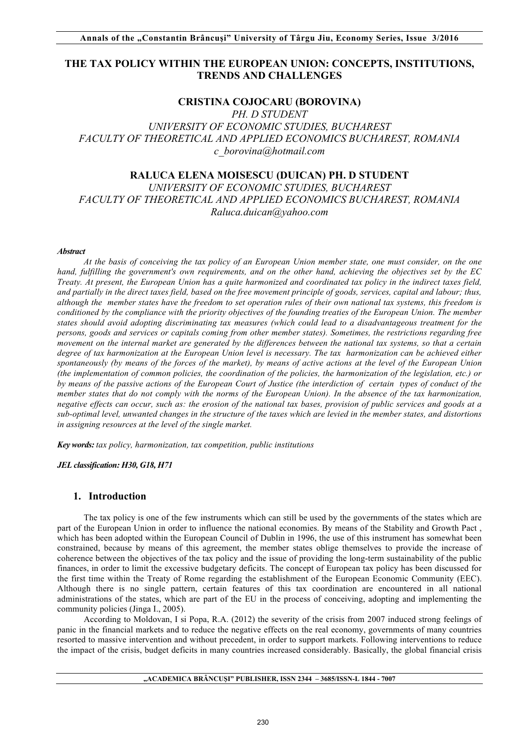# THE TAX POLICY WITHIN THE EUROPEAN UNION: CONCEPTS, INSTITUTIONS, TRENDS AND CHALLENGES

**CRISTINA COJOCARU (BOROVINA)**

*PH. D STUDENT*
*UNIVERSITY OF ECONOMIC STUDIES, BUCHAREST*
*FACULTY OF THEORETICAL AND APPLIED ECONOMICS BUCHAREST, ROMANIA*
*c_borovina@hotmail.com*

**RALUCA ELENA MOISESCU (DUICAN) PH. D STUDENT**

*UNIVERSITY OF ECONOMIC STUDIES, BUCHAREST*
*FACULTY OF THEORETICAL AND APPLIED ECONOMICS BUCHAREST, ROMANIA*
*Raluca.duican@yahoo.com*

***Abstract***

*At the basis of conceiving the tax policy of an European Union member state, one must consider, on the one hand, fulfilling the government's own requirements, and on the other hand, achieving the objectives set by the EC Treaty. At present, the European Union has a quite harmonized and coordinated tax policy in the indirect taxes field, and partially in the direct taxes field, based on the free movement principle of goods, services, capital and labour; thus, although the member states have the freedom to set operation rules of their own national tax systems, this freedom is conditioned by the compliance with the priority objectives of the founding treaties of the European Union. The member states should avoid adopting discriminating tax measures (which could lead to a disadvantageous treatment for the persons, goods and services or capitals coming from other member states). Sometimes, the restrictions regarding free movement on the internal market are generated by the differences between the national tax systems, so that a certain degree of tax harmonization at the European Union level is necessary. The tax harmonization can be achieved either spontaneously (by means of the forces of the market), by means of active actions at the level of the European Union (the implementation of common policies, the coordination of the policies, the harmonization of the legislation, etc.) or by means of the passive actions of the European Court of Justice (the interdiction of certain types of conduct of the member states that do not comply with the norms of the European Union). In the absence of the tax harmonization, negative effects can occur, such as: the erosion of the national tax bases, provision of public services and goods at a sub-optimal level, unwanted changes in the structure of the taxes which are levied in the member states, and distortions in assigning resources at the level of the single market.*

***Key words:*** *tax policy, harmonization, tax competition, public institutions*

***JEL classification: H30, G18, H71***

## 1. Introduction

The tax policy is one of the few instruments which can still be used by the governments of the states which are part of the European Union in order to influence the national economies. By means of the Stability and Growth Pact , which has been adopted within the European Council of Dublin in 1996, the use of this instrument has somewhat been constrained, because by means of this agreement, the member states oblige themselves to provide the increase of coherence between the objectives of the tax policy and the issue of providing the long-term sustainability of the public finances, in order to limit the excessive budgetary deficits. The concept of European tax policy has been discussed for the first time within the Treaty of Rome regarding the establishment of the European Economic Community (EEC). Although there is no single pattern, certain features of this tax coordination are encountered in all national administrations of the states, which are part of the EU in the process of conceiving, adopting and implementing the community policies (Jinga I., 2005).

According to Moldovan, I si Popa, R.A. (2012) the severity of the crisis from 2007 induced strong feelings of panic in the financial markets and to reduce the negative effects on the real economy, governments of many countries resorted to massive intervention and without precedent, in order to support markets. Following interventions to reduce the impact of the crisis, budget deficits in many countries increased considerably. Basically, the global financial crisis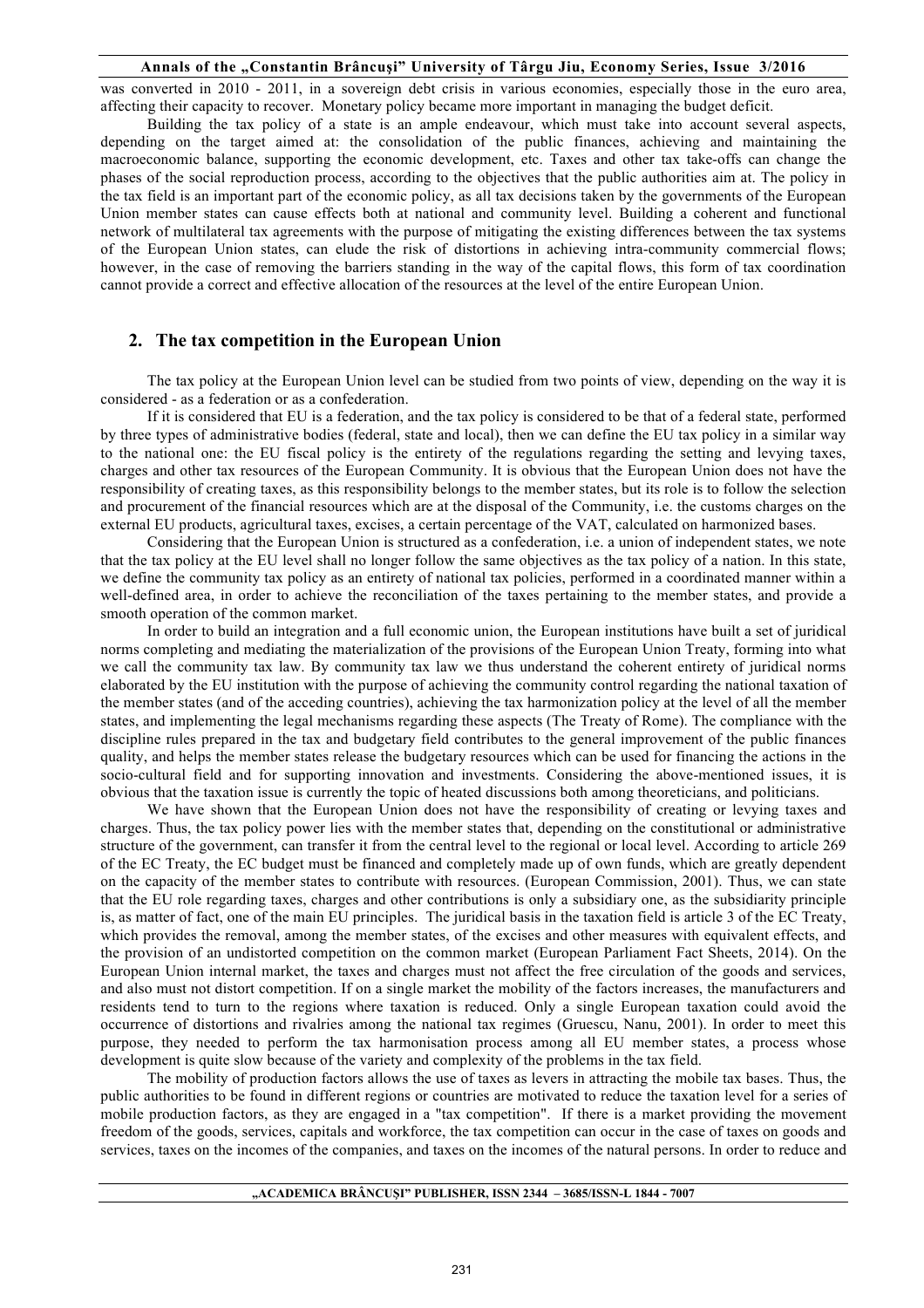was converted in 2010 - 2011, in a sovereign debt crisis in various economies, especially those in the euro area, affecting their capacity to recover. Monetary policy became more important in managing the budget deficit.

Building the tax policy of a state is an ample endeavour, which must take into account several aspects, depending on the target aimed at: the consolidation of the public finances, achieving and maintaining the macroeconomic balance, supporting the economic development, etc. Taxes and other tax take-offs can change the phases of the social reproduction process, according to the objectives that the public authorities aim at. The policy in the tax field is an important part of the economic policy, as all tax decisions taken by the governments of the European Union member states can cause effects both at national and community level. Building a coherent and functional network of multilateral tax agreements with the purpose of mitigating the existing differences between the tax systems of the European Union states, can elude the risk of distortions in achieving intra-community commercial flows; however, in the case of removing the barriers standing in the way of the capital flows, this form of tax coordination cannot provide a correct and effective allocation of the resources at the level of the entire European Union.

## 2. The tax competition in the European Union

The tax policy at the European Union level can be studied from two points of view, depending on the way it is considered - as a federation or as a confederation.

If it is considered that EU is a federation, and the tax policy is considered to be that of a federal state, performed by three types of administrative bodies (federal, state and local), then we can define the EU tax policy in a similar way to the national one: the EU fiscal policy is the entirety of the regulations regarding the setting and levying taxes, charges and other tax resources of the European Community. It is obvious that the European Union does not have the responsibility of creating taxes, as this responsibility belongs to the member states, but its role is to follow the selection and procurement of the financial resources which are at the disposal of the Community, i.e. the customs charges on the external EU products, agricultural taxes, excises, a certain percentage of the VAT, calculated on harmonized bases.

Considering that the European Union is structured as a confederation, i.e. a union of independent states, we note that the tax policy at the EU level shall no longer follow the same objectives as the tax policy of a nation. In this state, we define the community tax policy as an entirety of national tax policies, performed in a coordinated manner within a well-defined area, in order to achieve the reconciliation of the taxes pertaining to the member states, and provide a smooth operation of the common market.

In order to build an integration and a full economic union, the European institutions have built a set of juridical norms completing and mediating the materialization of the provisions of the European Union Treaty, forming into what we call the community tax law. By community tax law we thus understand the coherent entirety of juridical norms elaborated by the EU institution with the purpose of achieving the community control regarding the national taxation of the member states (and of the acceding countries), achieving the tax harmonization policy at the level of all the member states, and implementing the legal mechanisms regarding these aspects (The Treaty of Rome). The compliance with the discipline rules prepared in the tax and budgetary field contributes to the general improvement of the public finances quality, and helps the member states release the budgetary resources which can be used for financing the actions in the socio-cultural field and for supporting innovation and investments. Considering the above-mentioned issues, it is obvious that the taxation issue is currently the topic of heated discussions both among theoreticians, and politicians.

We have shown that the European Union does not have the responsibility of creating or levying taxes and charges. Thus, the tax policy power lies with the member states that, depending on the constitutional or administrative structure of the government, can transfer it from the central level to the regional or local level. According to article 269 of the EC Treaty, the EC budget must be financed and completely made up of own funds, which are greatly dependent on the capacity of the member states to contribute with resources. (European Commission, 2001). Thus, we can state that the EU role regarding taxes, charges and other contributions is only a subsidiary one, as the subsidiarity principle is, as matter of fact, one of the main EU principles. The juridical basis in the taxation field is article 3 of the EC Treaty, which provides the removal, among the member states, of the excises and other measures with equivalent effects, and the provision of an undistorted competition on the common market (European Parliament Fact Sheets, 2014). On the European Union internal market, the taxes and charges must not affect the free circulation of the goods and services, and also must not distort competition. If on a single market the mobility of the factors increases, the manufacturers and residents tend to turn to the regions where taxation is reduced. Only a single European taxation could avoid the occurrence of distortions and rivalries among the national tax regimes (Gruescu, Nanu, 2001). In order to meet this purpose, they needed to perform the tax harmonisation process among all EU member states, a process whose development is quite slow because of the variety and complexity of the problems in the tax field.

The mobility of production factors allows the use of taxes as levers in attracting the mobile tax bases. Thus, the public authorities to be found in different regions or countries are motivated to reduce the taxation level for a series of mobile production factors, as they are engaged in a "tax competition". If there is a market providing the movement freedom of the goods, services, capitals and workforce, the tax competition can occur in the case of taxes on goods and services, taxes on the incomes of the companies, and taxes on the incomes of the natural persons. In order to reduce and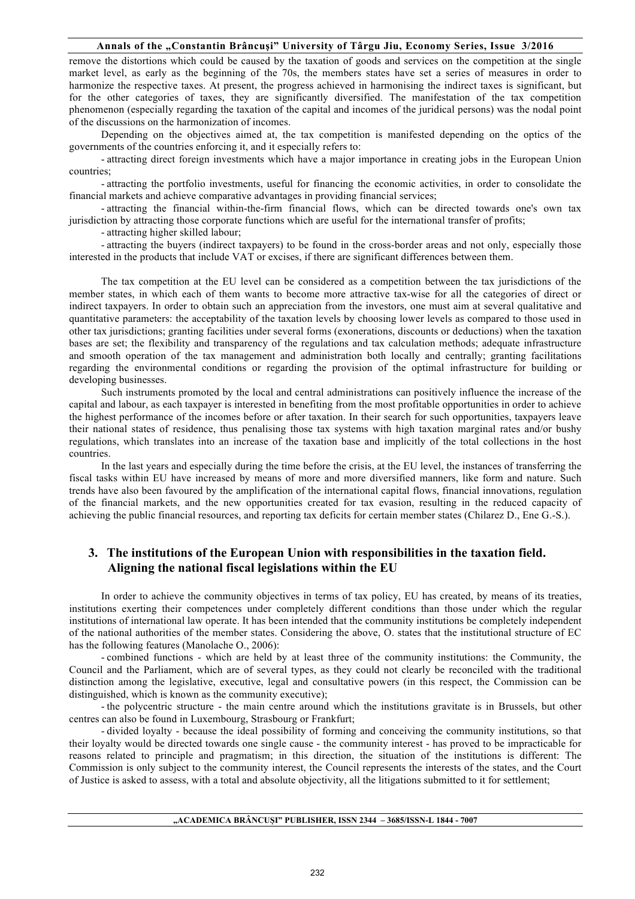remove the distortions which could be caused by the taxation of goods and services on the competition at the single market level, as early as the beginning of the 70s, the members states have set a series of measures in order to harmonize the respective taxes. At present, the progress achieved in harmonising the indirect taxes is significant, but for the other categories of taxes, they are significantly diversified. The manifestation of the tax competition phenomenon (especially regarding the taxation of the capital and incomes of the juridical persons) was the nodal point of the discussions on the harmonization of incomes.

Depending on the objectives aimed at, the tax competition is manifested depending on the optics of the governments of the countries enforcing it, and it especially refers to:

- attracting direct foreign investments which have a major importance in creating jobs in the European Union countries;
- attracting the portfolio investments, useful for financing the economic activities, in order to consolidate the financial markets and achieve comparative advantages in providing financial services;
- attracting the financial within-the-firm financial flows, which can be directed towards one's own tax jurisdiction by attracting those corporate functions which are useful for the international transfer of profits;
- attracting higher skilled labour;
- attracting the buyers (indirect taxpayers) to be found in the cross-border areas and not only, especially those interested in the products that include VAT or excises, if there are significant differences between them.

The tax competition at the EU level can be considered as a competition between the tax jurisdictions of the member states, in which each of them wants to become more attractive tax-wise for all the categories of direct or indirect taxpayers. In order to obtain such an appreciation from the investors, one must aim at several qualitative and quantitative parameters: the acceptability of the taxation levels by choosing lower levels as compared to those used in other tax jurisdictions; granting facilities under several forms (exonerations, discounts or deductions) when the taxation bases are set; the flexibility and transparency of the regulations and tax calculation methods; adequate infrastructure and smooth operation of the tax management and administration both locally and centrally; granting facilitations regarding the environmental conditions or regarding the provision of the optimal infrastructure for building or developing businesses.

Such instruments promoted by the local and central administrations can positively influence the increase of the capital and labour, as each taxpayer is interested in benefiting from the most profitable opportunities in order to achieve the highest performance of the incomes before or after taxation. In their search for such opportunities, taxpayers leave their national states of residence, thus penalising those tax systems with high taxation marginal rates and/or bushy regulations, which translates into an increase of the taxation base and implicitly of the total collections in the host countries.

In the last years and especially during the time before the crisis, at the EU level, the instances of transferring the fiscal tasks within EU have increased by means of more and more diversified manners, like form and nature. Such trends have also been favoured by the amplification of the international capital flows, financial innovations, regulation of the financial markets, and the new opportunities created for tax evasion, resulting in the reduced capacity of achieving the public financial resources, and reporting tax deficits for certain member states (Chilarez D., Ene G.-S.).

## 3. The institutions of the European Union with responsibilities in the taxation field. Aligning the national fiscal legislations within the EU

In order to achieve the community objectives in terms of tax policy, EU has created, by means of its treaties, institutions exerting their competences under completely different conditions than those under which the regular institutions of international law operate. It has been intended that the community institutions be completely independent of the national authorities of the member states. Considering the above, O. states that the institutional structure of EC has the following features (Manolache O., 2006):

- combined functions - which are held by at least three of the community institutions: the Community, the Council and the Parliament, which are of several types, as they could not clearly be reconciled with the traditional distinction among the legislative, executive, legal and consultative powers (in this respect, the Commission can be distinguished, which is known as the community executive);
- the polycentric structure - the main centre around which the institutions gravitate is in Brussels, but other centres can also be found in Luxembourg, Strasbourg or Frankfurt;
- divided loyalty - because the ideal possibility of forming and conceiving the community institutions, so that their loyalty would be directed towards one single cause - the community interest - has proved to be impracticable for reasons related to principle and pragmatism; in this direction, the situation of the institutions is different: The Commission is only subject to the community interest, the Council represents the interests of the states, and the Court of Justice is asked to assess, with a total and absolute objectivity, all the litigations submitted to it for settlement;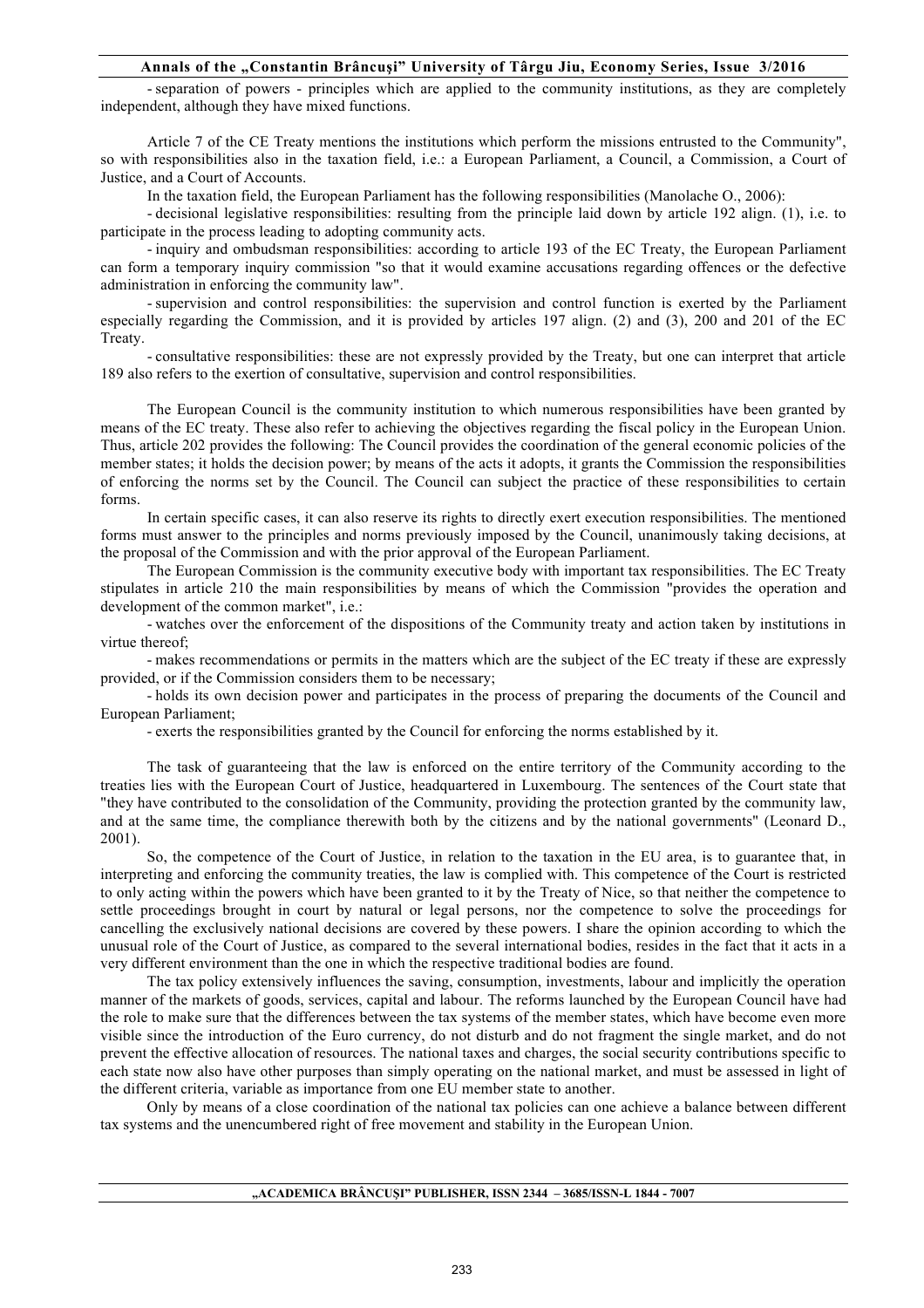- separation of powers - principles which are applied to the community institutions, as they are completely independent, although they have mixed functions.

Article 7 of the CE Treaty mentions the institutions which perform the missions entrusted to the Community", so with responsibilities also in the taxation field, i.e.: a European Parliament, a Council, a Commission, a Court of Justice, and a Court of Accounts.

In the taxation field, the European Parliament has the following responsibilities (Manolache O., 2006):

- decisional legislative responsibilities: resulting from the principle laid down by article 192 align. (1), i.e. to participate in the process leading to adopting community acts.
- inquiry and ombudsman responsibilities: according to article 193 of the EC Treaty, the European Parliament can form a temporary inquiry commission "so that it would examine accusations regarding offences or the defective administration in enforcing the community law".
- supervision and control responsibilities: the supervision and control function is exerted by the Parliament especially regarding the Commission, and it is provided by articles 197 align. (2) and (3), 200 and 201 of the EC Treaty.
- consultative responsibilities: these are not expressly provided by the Treaty, but one can interpret that article 189 also refers to the exertion of consultative, supervision and control responsibilities.

The European Council is the community institution to which numerous responsibilities have been granted by means of the EC treaty. These also refer to achieving the objectives regarding the fiscal policy in the European Union. Thus, article 202 provides the following: The Council provides the coordination of the general economic policies of the member states; it holds the decision power; by means of the acts it adopts, it grants the Commission the responsibilities of enforcing the norms set by the Council. The Council can subject the practice of these responsibilities to certain forms.

In certain specific cases, it can also reserve its rights to directly exert execution responsibilities. The mentioned forms must answer to the principles and norms previously imposed by the Council, unanimously taking decisions, at the proposal of the Commission and with the prior approval of the European Parliament.

The European Commission is the community executive body with important tax responsibilities. The EC Treaty stipulates in article 210 the main responsibilities by means of which the Commission "provides the operation and development of the common market", i.e.:

- watches over the enforcement of the dispositions of the Community treaty and action taken by institutions in virtue thereof;
- makes recommendations or permits in the matters which are the subject of the EC treaty if these are expressly provided, or if the Commission considers them to be necessary;
- holds its own decision power and participates in the process of preparing the documents of the Council and European Parliament;
- exerts the responsibilities granted by the Council for enforcing the norms established by it.

The task of guaranteeing that the law is enforced on the entire territory of the Community according to the treaties lies with the European Court of Justice, headquartered in Luxembourg. The sentences of the Court state that "they have contributed to the consolidation of the Community, providing the protection granted by the community law, and at the same time, the compliance therewith both by the citizens and by the national governments" (Leonard D., 2001).

So, the competence of the Court of Justice, in relation to the taxation in the EU area, is to guarantee that, in interpreting and enforcing the community treaties, the law is complied with. This competence of the Court is restricted to only acting within the powers which have been granted to it by the Treaty of Nice, so that neither the competence to settle proceedings brought in court by natural or legal persons, nor the competence to solve the proceedings for cancelling the exclusively national decisions are covered by these powers. I share the opinion according to which the unusual role of the Court of Justice, as compared to the several international bodies, resides in the fact that it acts in a very different environment than the one in which the respective traditional bodies are found.

The tax policy extensively influences the saving, consumption, investments, labour and implicitly the operation manner of the markets of goods, services, capital and labour. The reforms launched by the European Council have had the role to make sure that the differences between the tax systems of the member states, which have become even more visible since the introduction of the Euro currency, do not disturb and do not fragment the single market, and do not prevent the effective allocation of resources. The national taxes and charges, the social security contributions specific to each state now also have other purposes than simply operating on the national market, and must be assessed in light of the different criteria, variable as importance from one EU member state to another.

Only by means of a close coordination of the national tax policies can one achieve a balance between different tax systems and the unencumbered right of free movement and stability in the European Union.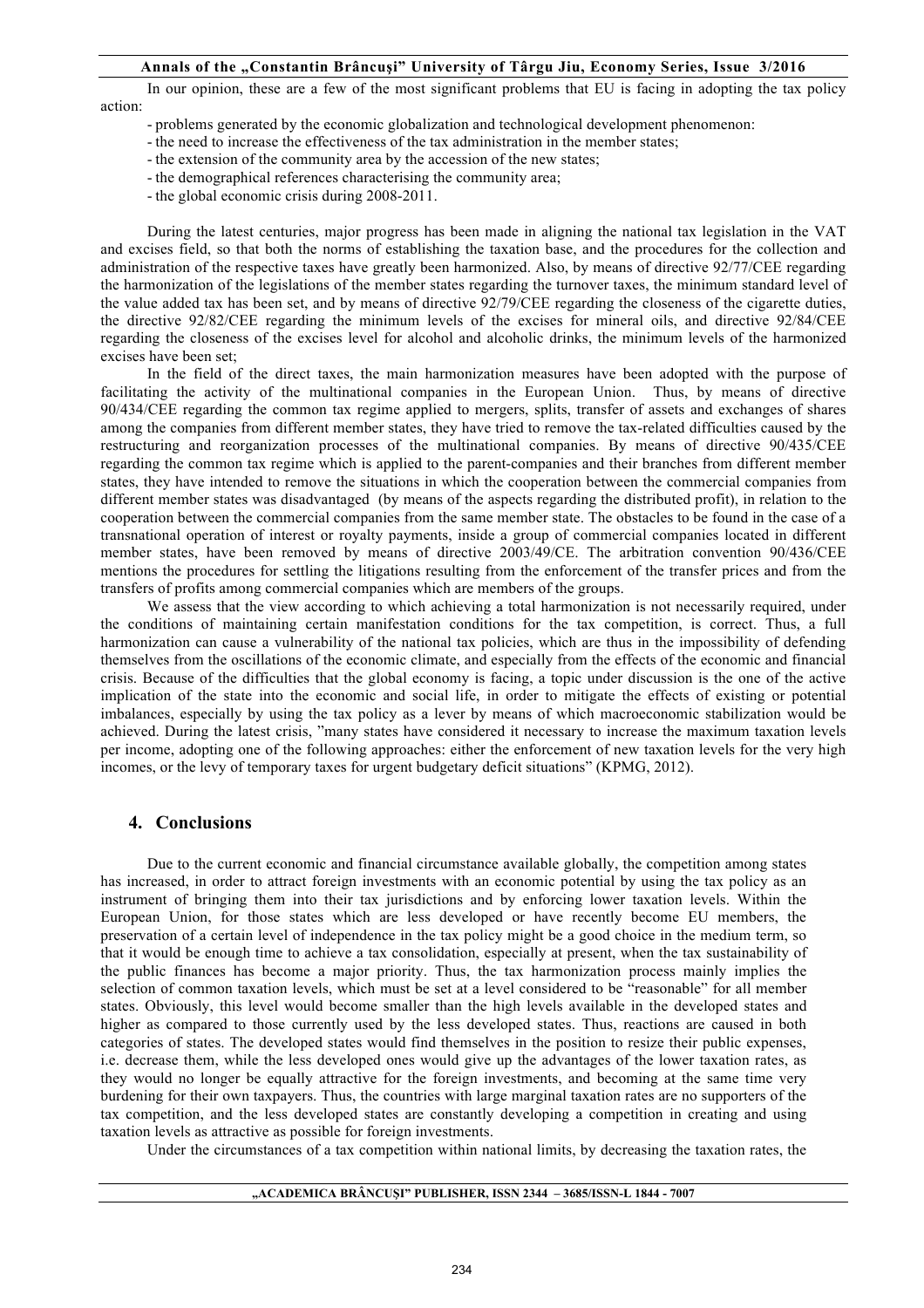In our opinion, these are a few of the most significant problems that EU is facing in adopting the tax policy action:

- problems generated by the economic globalization and technological development phenomenon:
- the need to increase the effectiveness of the tax administration in the member states;
- the extension of the community area by the accession of the new states;
- the demographical references characterising the community area;
- the global economic crisis during 2008-2011.

During the latest centuries, major progress has been made in aligning the national tax legislation in the VAT and excises field, so that both the norms of establishing the taxation base, and the procedures for the collection and administration of the respective taxes have greatly been harmonized. Also, by means of directive 92/77/CEE regarding the harmonization of the legislations of the member states regarding the turnover taxes, the minimum standard level of the value added tax has been set, and by means of directive 92/79/CEE regarding the closeness of the cigarette duties, the directive 92/82/CEE regarding the minimum levels of the excises for mineral oils, and directive 92/84/CEE regarding the closeness of the excises level for alcohol and alcoholic drinks, the minimum levels of the harmonized excises have been set;

In the field of the direct taxes, the main harmonization measures have been adopted with the purpose of facilitating the activity of the multinational companies in the European Union. Thus, by means of directive 90/434/CEE regarding the common tax regime applied to mergers, splits, transfer of assets and exchanges of shares among the companies from different member states, they have tried to remove the tax-related difficulties caused by the restructuring and reorganization processes of the multinational companies. By means of directive 90/435/CEE regarding the common tax regime which is applied to the parent-companies and their branches from different member states, they have intended to remove the situations in which the cooperation between the commercial companies from different member states was disadvantaged (by means of the aspects regarding the distributed profit), in relation to the cooperation between the commercial companies from the same member state. The obstacles to be found in the case of a transnational operation of interest or royalty payments, inside a group of commercial companies located in different member states, have been removed by means of directive 2003/49/CE. The arbitration convention 90/436/CEE mentions the procedures for settling the litigations resulting from the enforcement of the transfer prices and from the transfers of profits among commercial companies which are members of the groups.

We assess that the view according to which achieving a total harmonization is not necessarily required, under the conditions of maintaining certain manifestation conditions for the tax competition, is correct. Thus, a full harmonization can cause a vulnerability of the national tax policies, which are thus in the impossibility of defending themselves from the oscillations of the economic climate, and especially from the effects of the economic and financial crisis. Because of the difficulties that the global economy is facing, a topic under discussion is the one of the active implication of the state into the economic and social life, in order to mitigate the effects of existing or potential imbalances, especially by using the tax policy as a lever by means of which macroeconomic stabilization would be achieved. During the latest crisis, "many states have considered it necessary to increase the maximum taxation levels per income, adopting one of the following approaches: either the enforcement of new taxation levels for the very high incomes, or the levy of temporary taxes for urgent budgetary deficit situations" (KPMG, 2012).

## 4. Conclusions

Due to the current economic and financial circumstance available globally, the competition among states has increased, in order to attract foreign investments with an economic potential by using the tax policy as an instrument of bringing them into their tax jurisdictions and by enforcing lower taxation levels. Within the European Union, for those states which are less developed or have recently become EU members, the preservation of a certain level of independence in the tax policy might be a good choice in the medium term, so that it would be enough time to achieve a tax consolidation, especially at present, when the tax sustainability of the public finances has become a major priority. Thus, the tax harmonization process mainly implies the selection of common taxation levels, which must be set at a level considered to be "reasonable" for all member states. Obviously, this level would become smaller than the high levels available in the developed states and higher as compared to those currently used by the less developed states. Thus, reactions are caused in both categories of states. The developed states would find themselves in the position to resize their public expenses, i.e. decrease them, while the less developed ones would give up the advantages of the lower taxation rates, as they would no longer be equally attractive for the foreign investments, and becoming at the same time very burdening for their own taxpayers. Thus, the countries with large marginal taxation rates are no supporters of the tax competition, and the less developed states are constantly developing a competition in creating and using taxation levels as attractive as possible for foreign investments.

Under the circumstances of a tax competition within national limits, by decreasing the taxation rates, the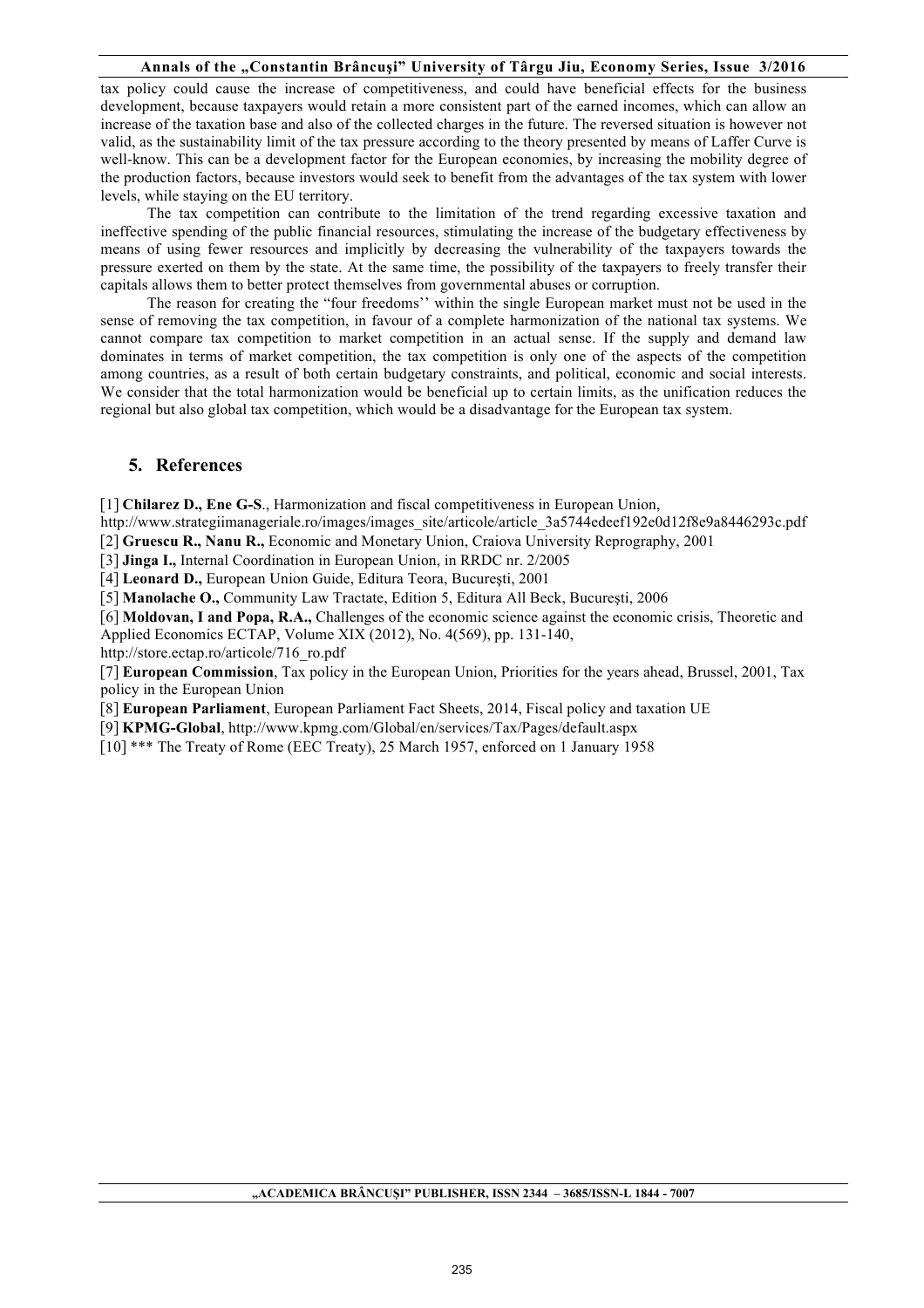tax policy could cause the increase of competitiveness, and could have beneficial effects for the business development, because taxpayers would retain a more consistent part of the earned incomes, which can allow an increase of the taxation base and also of the collected charges in the future. The reversed situation is however not valid, as the sustainability limit of the tax pressure according to the theory presented by means of Laffer Curve is well-know. This can be a development factor for the European economies, by increasing the mobility degree of the production factors, because investors would seek to benefit from the advantages of the tax system with lower levels, while staying on the EU territory.

The tax competition can contribute to the limitation of the trend regarding excessive taxation and ineffective spending of the public financial resources, stimulating the increase of the budgetary effectiveness by means of using fewer resources and implicitly by decreasing the vulnerability of the taxpayers towards the pressure exerted on them by the state. At the same time, the possibility of the taxpayers to freely transfer their capitals allows them to better protect themselves from governmental abuses or corruption.

The reason for creating the "four freedoms'' within the single European market must not be used in the sense of removing the tax competition, in favour of a complete harmonization of the national tax systems. We cannot compare tax competition to market competition in an actual sense. If the supply and demand law dominates in terms of market competition, the tax competition is only one of the aspects of the competition among countries, as a result of both certain budgetary constraints, and political, economic and social interests. We consider that the total harmonization would be beneficial up to certain limits, as the unification reduces the regional but also global tax competition, which would be a disadvantage for the European tax system.

## 5. References

[1] **Chilarez D., Ene G-S**., Harmonization and fiscal competitiveness in European Union, http://www.strategiimanageriale.ro/images/images_site/articole/article_3a5744edeef192e0d12f8e9a8446293c.pdf

[2] **Gruescu R., Nanu R.,** Economic and Monetary Union, Craiova University Reprography, 2001

[3] **Jinga I.,** Internal Coordination in European Union, in RRDC nr. 2/2005

[4] **Leonard D.,** European Union Guide, Editura Teora, București, 2001

[5] **Manolache O.,** Community Law Tractate, Edition 5, Editura All Beck, București, 2006

[6] **Moldovan, I and Popa, R.A.,** Challenges of the economic science against the economic crisis, Theoretic and Applied Economics ECTAP, Volume XIX (2012), No. 4(569), pp. 131-140, http://store.ectap.ro/articole/716_ro.pdf

[7] **European Commission**, Tax policy in the European Union, Priorities for the years ahead, Brussel, 2001, Tax policy in the European Union

[8] **European Parliament**, European Parliament Fact Sheets, 2014, Fiscal policy and taxation UE

[9] **KPMG-Global**, http://www.kpmg.com/Global/en/services/Tax/Pages/default.aspx

[10] *** The Treaty of Rome (EEC Treaty), 25 March 1957, enforced on 1 January 1958